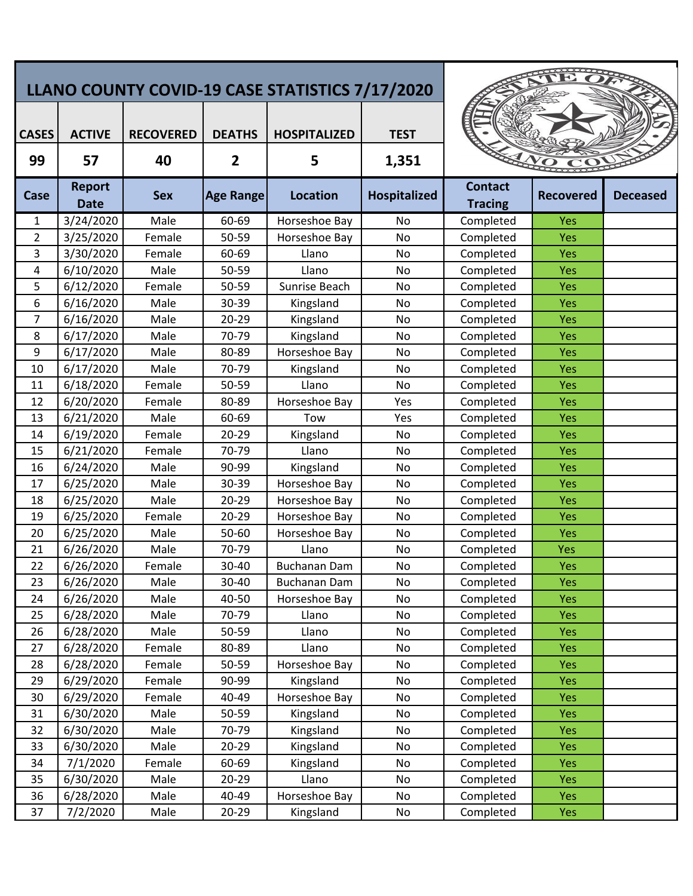# LLANO COUNTY COVID-19 CASE STATISTICS 7/17/2020

| CASES | ACTIVE | RECOVERED | DEATHS | HOSPITALIZED | TEST |
|---|---|---|---|---|---|
| 99 | 57 | 40 | 2 | 5 | 1,351 |

| Case | Report Date | Sex | Age Range | Location | Hospitalized | Contact Tracing | Recovered | Deceased |
|---|---|---|---|---|---|---|---|---|
| 1 | 3/24/2020 | Male | 60-69 | Horseshoe Bay | No | Completed | Yes | |
| 2 | 3/25/2020 | Female | 50-59 | Horseshoe Bay | No | Completed | Yes | |
| 3 | 3/30/2020 | Female | 60-69 | Llano | No | Completed | Yes | |
| 4 | 6/10/2020 | Male | 50-59 | Llano | No | Completed | Yes | |
| 5 | 6/12/2020 | Female | 50-59 | Sunrise Beach | No | Completed | Yes | |
| 6 | 6/16/2020 | Male | 30-39 | Kingsland | No | Completed | Yes | |
| 7 | 6/16/2020 | Male | 20-29 | Kingsland | No | Completed | Yes | |
| 8 | 6/17/2020 | Male | 70-79 | Kingsland | No | Completed | Yes | |
| 9 | 6/17/2020 | Male | 80-89 | Horseshoe Bay | No | Completed | Yes | |
| 10 | 6/17/2020 | Male | 70-79 | Kingsland | No | Completed | Yes | |
| 11 | 6/18/2020 | Female | 50-59 | Llano | No | Completed | Yes | |
| 12 | 6/20/2020 | Female | 80-89 | Horseshoe Bay | Yes | Completed | Yes | |
| 13 | 6/21/2020 | Male | 60-69 | Tow | Yes | Completed | Yes | |
| 14 | 6/19/2020 | Female | 20-29 | Kingsland | No | Completed | Yes | |
| 15 | 6/21/2020 | Female | 70-79 | Llano | No | Completed | Yes | |
| 16 | 6/24/2020 | Male | 90-99 | Kingsland | No | Completed | Yes | |
| 17 | 6/25/2020 | Male | 30-39 | Horseshoe Bay | No | Completed | Yes | |
| 18 | 6/25/2020 | Male | 20-29 | Horseshoe Bay | No | Completed | Yes | |
| 19 | 6/25/2020 | Female | 20-29 | Horseshoe Bay | No | Completed | Yes | |
| 20 | 6/25/2020 | Male | 50-60 | Horseshoe Bay | No | Completed | Yes | |
| 21 | 6/26/2020 | Male | 70-79 | Llano | No | Completed | Yes | |
| 22 | 6/26/2020 | Female | 30-40 | Buchanan Dam | No | Completed | Yes | |
| 23 | 6/26/2020 | Male | 30-40 | Buchanan Dam | No | Completed | Yes | |
| 24 | 6/26/2020 | Male | 40-50 | Horseshoe Bay | No | Completed | Yes | |
| 25 | 6/28/2020 | Male | 70-79 | Llano | No | Completed | Yes | |
| 26 | 6/28/2020 | Male | 50-59 | Llano | No | Completed | Yes | |
| 27 | 6/28/2020 | Female | 80-89 | Llano | No | Completed | Yes | |
| 28 | 6/28/2020 | Female | 50-59 | Horseshoe Bay | No | Completed | Yes | |
| 29 | 6/29/2020 | Female | 90-99 | Kingsland | No | Completed | Yes | |
| 30 | 6/29/2020 | Female | 40-49 | Horseshoe Bay | No | Completed | Yes | |
| 31 | 6/30/2020 | Male | 50-59 | Kingsland | No | Completed | Yes | |
| 32 | 6/30/2020 | Male | 70-79 | Kingsland | No | Completed | Yes | |
| 33 | 6/30/2020 | Male | 20-29 | Kingsland | No | Completed | Yes | |
| 34 | 7/1/2020 | Female | 60-69 | Kingsland | No | Completed | Yes | |
| 35 | 6/30/2020 | Male | 20-29 | Llano | No | Completed | Yes | |
| 36 | 6/28/2020 | Male | 40-49 | Horseshoe Bay | No | Completed | Yes | |
| 37 | 7/2/2020 | Male | 20-29 | Kingsland | No | Completed | Yes | |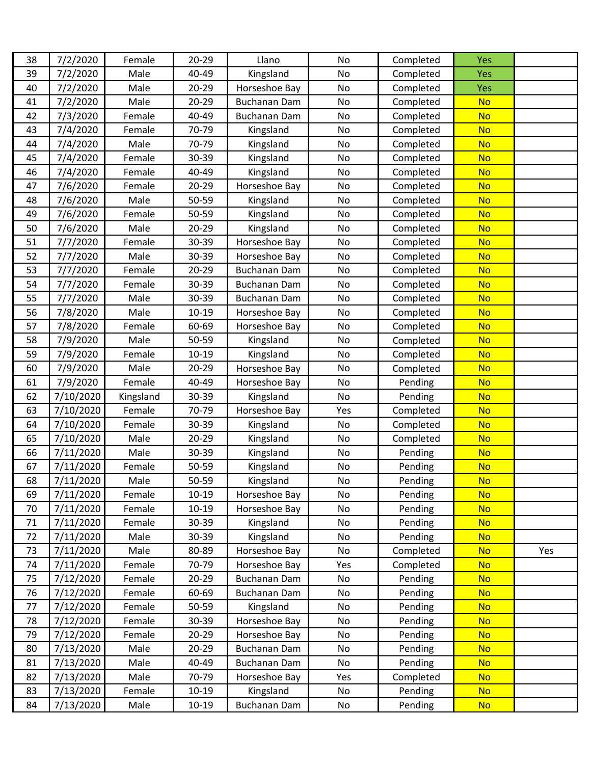| | | | | | | | | |
|---|---|---|---|---|---|---|---|---|
| 38 | 7/2/2020 | Female | 20-29 | Llano | No | Completed | Yes | |
| 39 | 7/2/2020 | Male | 40-49 | Kingsland | No | Completed | Yes | |
| 40 | 7/2/2020 | Male | 20-29 | Horseshoe Bay | No | Completed | Yes | |
| 41 | 7/2/2020 | Male | 20-29 | Buchanan Dam | No | Completed | No | |
| 42 | 7/3/2020 | Female | 40-49 | Buchanan Dam | No | Completed | No | |
| 43 | 7/4/2020 | Female | 70-79 | Kingsland | No | Completed | No | |
| 44 | 7/4/2020 | Male | 70-79 | Kingsland | No | Completed | No | |
| 45 | 7/4/2020 | Female | 30-39 | Kingsland | No | Completed | No | |
| 46 | 7/4/2020 | Female | 40-49 | Kingsland | No | Completed | No | |
| 47 | 7/6/2020 | Female | 20-29 | Horseshoe Bay | No | Completed | No | |
| 48 | 7/6/2020 | Male | 50-59 | Kingsland | No | Completed | No | |
| 49 | 7/6/2020 | Female | 50-59 | Kingsland | No | Completed | No | |
| 50 | 7/6/2020 | Male | 20-29 | Kingsland | No | Completed | No | |
| 51 | 7/7/2020 | Female | 30-39 | Horseshoe Bay | No | Completed | No | |
| 52 | 7/7/2020 | Male | 30-39 | Horseshoe Bay | No | Completed | No | |
| 53 | 7/7/2020 | Female | 20-29 | Buchanan Dam | No | Completed | No | |
| 54 | 7/7/2020 | Female | 30-39 | Buchanan Dam | No | Completed | No | |
| 55 | 7/7/2020 | Male | 30-39 | Buchanan Dam | No | Completed | No | |
| 56 | 7/8/2020 | Male | 10-19 | Horseshoe Bay | No | Completed | No | |
| 57 | 7/8/2020 | Female | 60-69 | Horseshoe Bay | No | Completed | No | |
| 58 | 7/9/2020 | Male | 50-59 | Kingsland | No | Completed | No | |
| 59 | 7/9/2020 | Female | 10-19 | Kingsland | No | Completed | No | |
| 60 | 7/9/2020 | Male | 20-29 | Horseshoe Bay | No | Completed | No | |
| 61 | 7/9/2020 | Female | 40-49 | Horseshoe Bay | No | Pending | No | |
| 62 | 7/10/2020 | Kingsland | 30-39 | Kingsland | No | Pending | No | |
| 63 | 7/10/2020 | Female | 70-79 | Horseshoe Bay | Yes | Completed | No | |
| 64 | 7/10/2020 | Female | 30-39 | Kingsland | No | Completed | No | |
| 65 | 7/10/2020 | Male | 20-29 | Kingsland | No | Completed | No | |
| 66 | 7/11/2020 | Male | 30-39 | Kingsland | No | Pending | No | |
| 67 | 7/11/2020 | Female | 50-59 | Kingsland | No | Pending | No | |
| 68 | 7/11/2020 | Male | 50-59 | Kingsland | No | Pending | No | |
| 69 | 7/11/2020 | Female | 10-19 | Horseshoe Bay | No | Pending | No | |
| 70 | 7/11/2020 | Female | 10-19 | Horseshoe Bay | No | Pending | No | |
| 71 | 7/11/2020 | Female | 30-39 | Kingsland | No | Pending | No | |
| 72 | 7/11/2020 | Male | 30-39 | Kingsland | No | Pending | No | |
| 73 | 7/11/2020 | Male | 80-89 | Horseshoe Bay | No | Completed | No | Yes |
| 74 | 7/11/2020 | Female | 70-79 | Horseshoe Bay | Yes | Completed | No | |
| 75 | 7/12/2020 | Female | 20-29 | Buchanan Dam | No | Pending | No | |
| 76 | 7/12/2020 | Female | 60-69 | Buchanan Dam | No | Pending | No | |
| 77 | 7/12/2020 | Female | 50-59 | Kingsland | No | Pending | No | |
| 78 | 7/12/2020 | Female | 30-39 | Horseshoe Bay | No | Pending | No | |
| 79 | 7/12/2020 | Female | 20-29 | Horseshoe Bay | No | Pending | No | |
| 80 | 7/13/2020 | Male | 20-29 | Buchanan Dam | No | Pending | No | |
| 81 | 7/13/2020 | Male | 40-49 | Buchanan Dam | No | Pending | No | |
| 82 | 7/13/2020 | Male | 70-79 | Horseshoe Bay | Yes | Completed | No | |
| 83 | 7/13/2020 | Female | 10-19 | Kingsland | No | Pending | No | |
| 84 | 7/13/2020 | Male | 10-19 | Buchanan Dam | No | Pending | No | |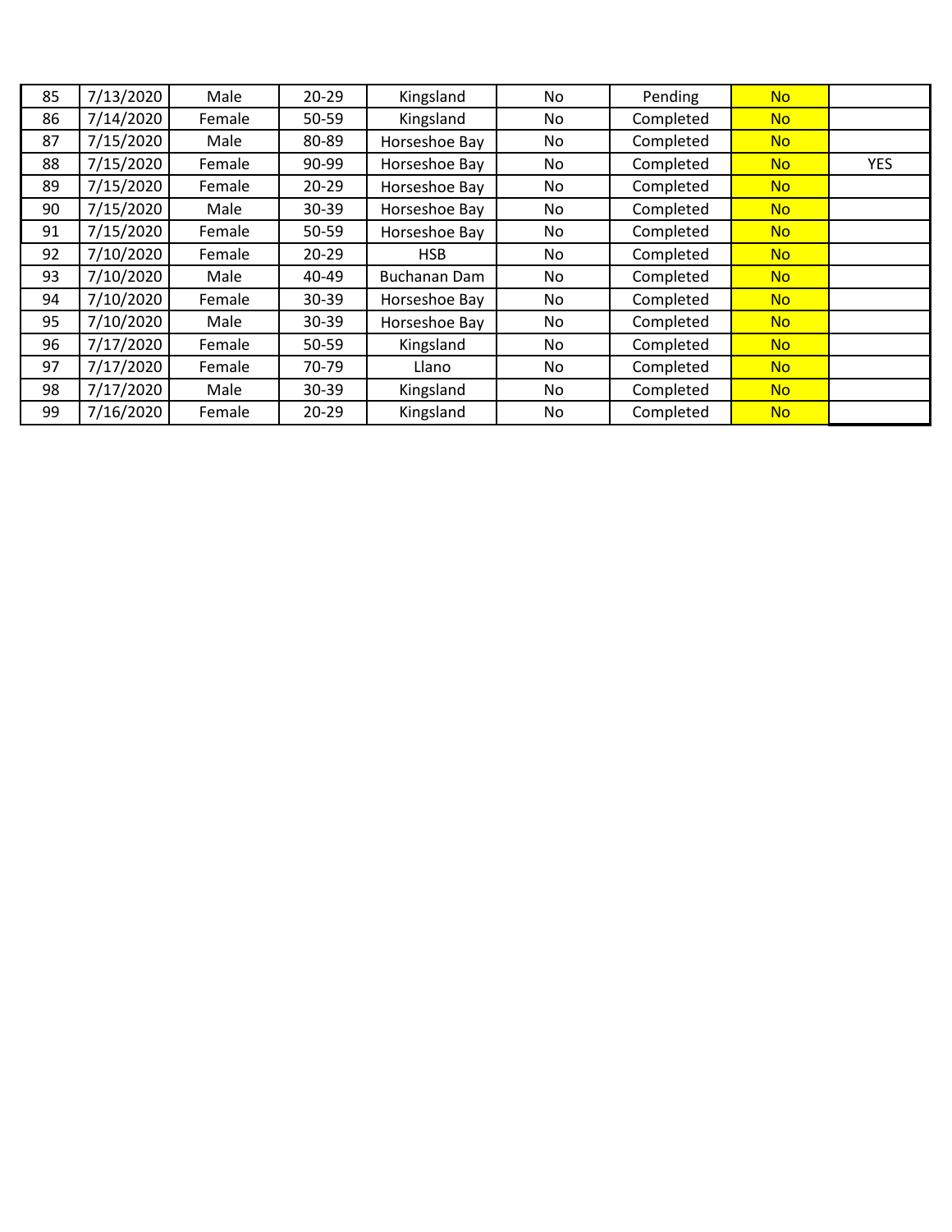| | | | | | | | | |
|---|---|---|---|---|---|---|---|---|
| 85 | 7/13/2020 | Male | 20-29 | Kingsland | No | Pending | No | |
| 86 | 7/14/2020 | Female | 50-59 | Kingsland | No | Completed | No | |
| 87 | 7/15/2020 | Male | 80-89 | Horseshoe Bay | No | Completed | No | |
| 88 | 7/15/2020 | Female | 90-99 | Horseshoe Bay | No | Completed | No | YES |
| 89 | 7/15/2020 | Female | 20-29 | Horseshoe Bay | No | Completed | No | |
| 90 | 7/15/2020 | Male | 30-39 | Horseshoe Bay | No | Completed | No | |
| 91 | 7/15/2020 | Female | 50-59 | Horseshoe Bay | No | Completed | No | |
| 92 | 7/10/2020 | Female | 20-29 | HSB | No | Completed | No | |
| 93 | 7/10/2020 | Male | 40-49 | Buchanan Dam | No | Completed | No | |
| 94 | 7/10/2020 | Female | 30-39 | Horseshoe Bay | No | Completed | No | |
| 95 | 7/10/2020 | Male | 30-39 | Horseshoe Bay | No | Completed | No | |
| 96 | 7/17/2020 | Female | 50-59 | Kingsland | No | Completed | No | |
| 97 | 7/17/2020 | Female | 70-79 | Llano | No | Completed | No | |
| 98 | 7/17/2020 | Male | 30-39 | Kingsland | No | Completed | No | |
| 99 | 7/16/2020 | Female | 20-29 | Kingsland | No | Completed | No | |